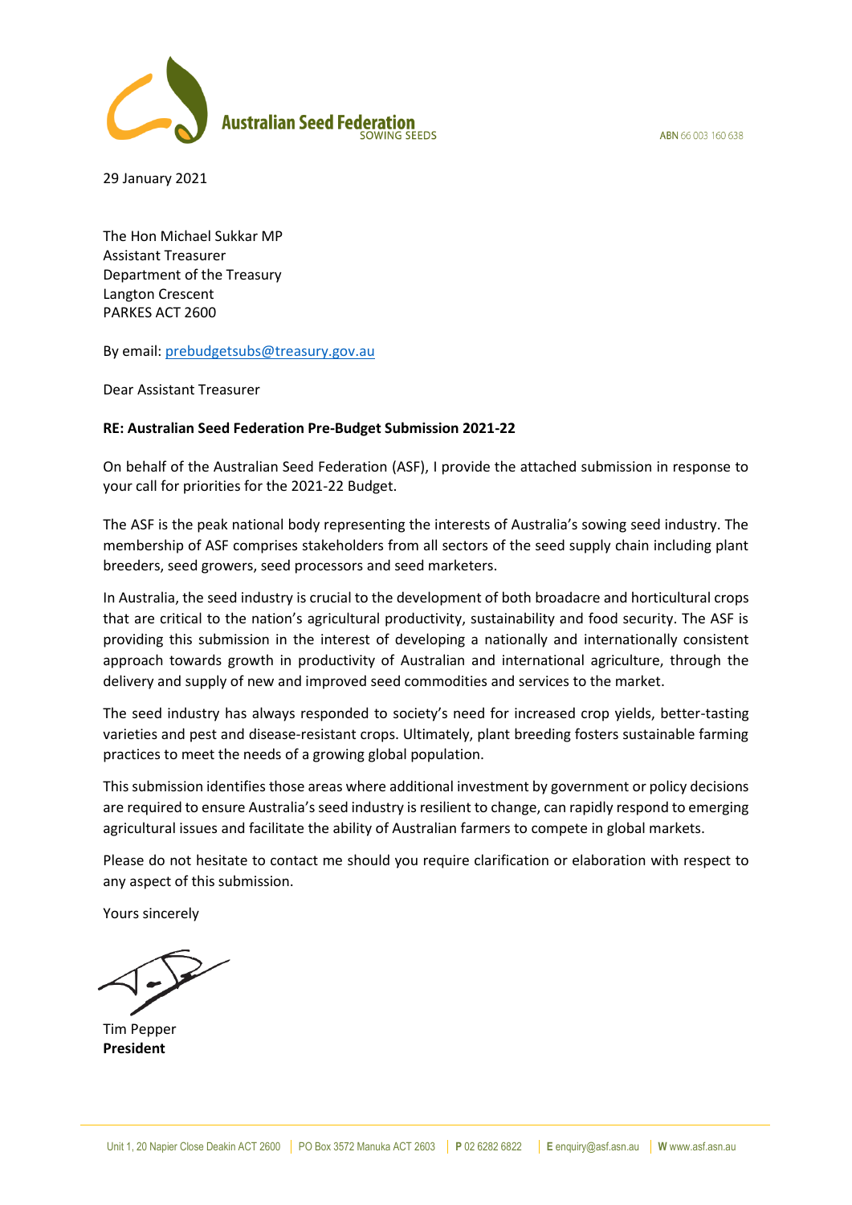Australian Seed Federation
SOWING SEEDS

ABN 66 003 160 638

29 January 2021

The Hon Michael Sukkar MP
Assistant Treasurer
Department of the Treasury
Langton Crescent
PARKES ACT 2600

By email: prebudgetsubs@treasury.gov.au

Dear Assistant Treasurer

**RE: Australian Seed Federation Pre-Budget Submission 2021-22**

On behalf of the Australian Seed Federation (ASF), I provide the attached submission in response to your call for priorities for the 2021-22 Budget.

The ASF is the peak national body representing the interests of Australia's sowing seed industry. The membership of ASF comprises stakeholders from all sectors of the seed supply chain including plant breeders, seed growers, seed processors and seed marketers.

In Australia, the seed industry is crucial to the development of both broadacre and horticultural crops that are critical to the nation's agricultural productivity, sustainability and food security. The ASF is providing this submission in the interest of developing a nationally and internationally consistent approach towards growth in productivity of Australian and international agriculture, through the delivery and supply of new and improved seed commodities and services to the market.

The seed industry has always responded to society's need for increased crop yields, better-tasting varieties and pest and disease-resistant crops. Ultimately, plant breeding fosters sustainable farming practices to meet the needs of a growing global population.

This submission identifies those areas where additional investment by government or policy decisions are required to ensure Australia's seed industry is resilient to change, can rapidly respond to emerging agricultural issues and facilitate the ability of Australian farmers to compete in global markets.

Please do not hesitate to contact me should you require clarification or elaboration with respect to any aspect of this submission.

Yours sincerely

Tim Pepper
**President**

Unit 1, 20 Napier Close Deakin ACT 2600 | PO Box 3572 Manuka ACT 2603 | P 02 6282 6822 | E enquiry@asf.asn.au | W www.asf.asn.au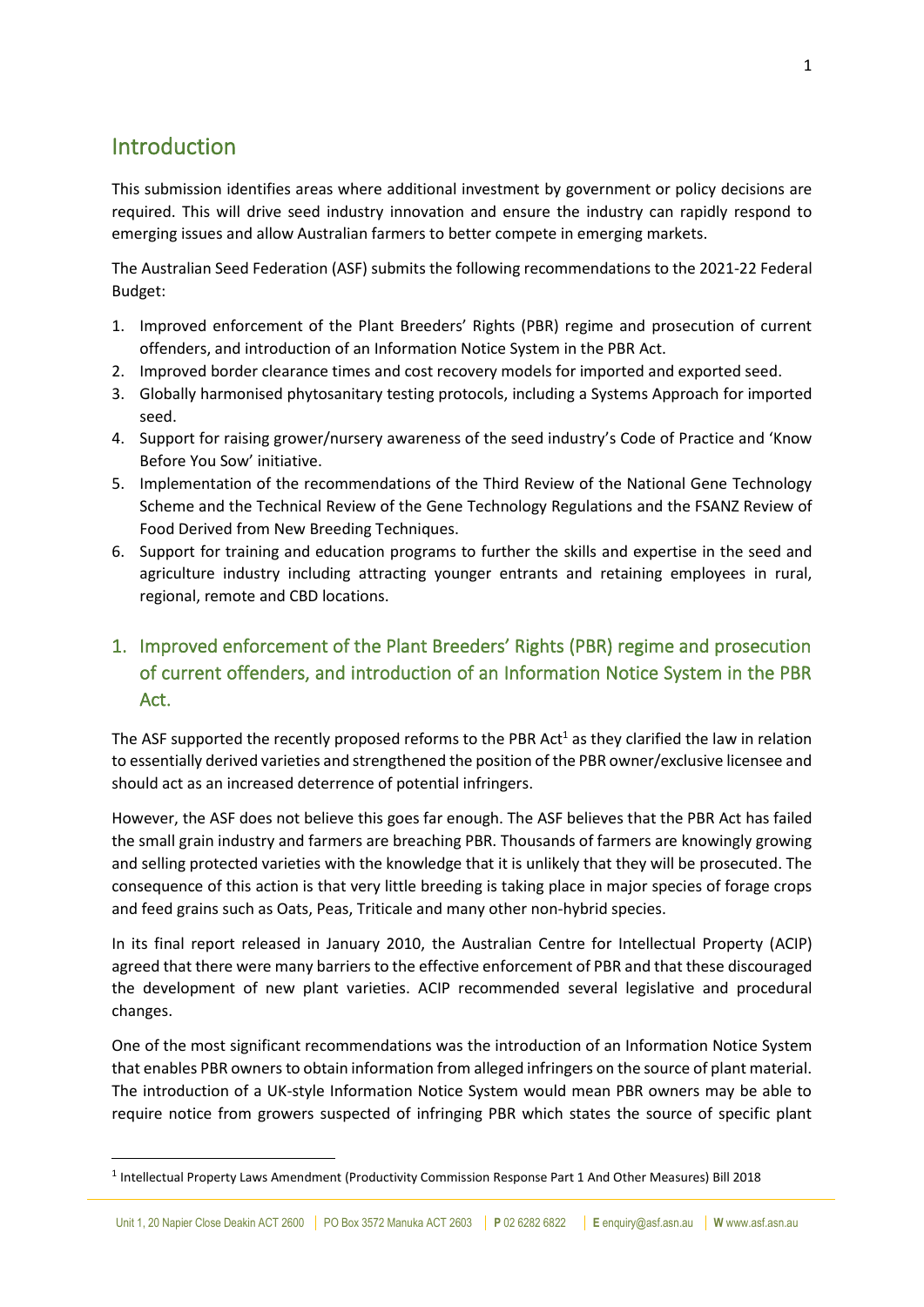## Introduction

This submission identifies areas where additional investment by government or policy decisions are required. This will drive seed industry innovation and ensure the industry can rapidly respond to emerging issues and allow Australian farmers to better compete in emerging markets.

The Australian Seed Federation (ASF) submits the following recommendations to the 2021-22 Federal Budget:

1. Improved enforcement of the Plant Breeders' Rights (PBR) regime and prosecution of current offenders, and introduction of an Information Notice System in the PBR Act.
2. Improved border clearance times and cost recovery models for imported and exported seed.
3. Globally harmonised phytosanitary testing protocols, including a Systems Approach for imported seed.
4. Support for raising grower/nursery awareness of the seed industry's Code of Practice and 'Know Before You Sow' initiative.
5. Implementation of the recommendations of the Third Review of the National Gene Technology Scheme and the Technical Review of the Gene Technology Regulations and the FSANZ Review of Food Derived from New Breeding Techniques.
6. Support for training and education programs to further the skills and expertise in the seed and agriculture industry including attracting younger entrants and retaining employees in rural, regional, remote and CBD locations.

## 1. Improved enforcement of the Plant Breeders' Rights (PBR) regime and prosecution of current offenders, and introduction of an Information Notice System in the PBR Act.

The ASF supported the recently proposed reforms to the PBR Act[1] as they clarified the law in relation to essentially derived varieties and strengthened the position of the PBR owner/exclusive licensee and should act as an increased deterrence of potential infringers.

However, the ASF does not believe this goes far enough. The ASF believes that the PBR Act has failed the small grain industry and farmers are breaching PBR. Thousands of farmers are knowingly growing and selling protected varieties with the knowledge that it is unlikely that they will be prosecuted. The consequence of this action is that very little breeding is taking place in major species of forage crops and feed grains such as Oats, Peas, Triticale and many other non-hybrid species.

In its final report released in January 2010, the Australian Centre for Intellectual Property (ACIP) agreed that there were many barriers to the effective enforcement of PBR and that these discouraged the development of new plant varieties. ACIP recommended several legislative and procedural changes.

One of the most significant recommendations was the introduction of an Information Notice System that enables PBR owners to obtain information from alleged infringers on the source of plant material. The introduction of a UK-style Information Notice System would mean PBR owners may be able to require notice from growers suspected of infringing PBR which states the source of specific plant

[1] Intellectual Property Laws Amendment (Productivity Commission Response Part 1 And Other Measures) Bill 2018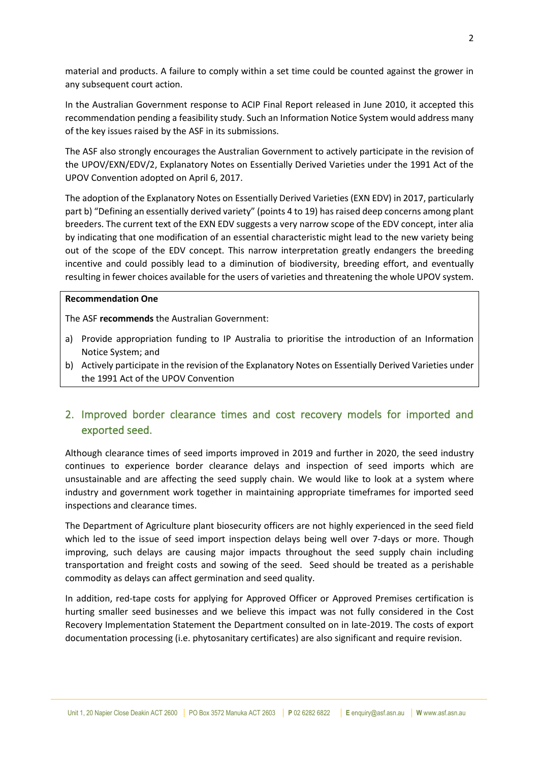material and products. A failure to comply within a set time could be counted against the grower in any subsequent court action.

In the Australian Government response to ACIP Final Report released in June 2010, it accepted this recommendation pending a feasibility study. Such an Information Notice System would address many of the key issues raised by the ASF in its submissions.

The ASF also strongly encourages the Australian Government to actively participate in the revision of the UPOV/EXN/EDV/2, Explanatory Notes on Essentially Derived Varieties under the 1991 Act of the UPOV Convention adopted on April 6, 2017.

The adoption of the Explanatory Notes on Essentially Derived Varieties (EXN EDV) in 2017, particularly part b) "Defining an essentially derived variety" (points 4 to 19) has raised deep concerns among plant breeders. The current text of the EXN EDV suggests a very narrow scope of the EDV concept, inter alia by indicating that one modification of an essential characteristic might lead to the new variety being out of the scope of the EDV concept. This narrow interpretation greatly endangers the breeding incentive and could possibly lead to a diminution of biodiversity, breeding effort, and eventually resulting in fewer choices available for the users of varieties and threatening the whole UPOV system.

**Recommendation One**

The ASF **recommends** the Australian Government:

a) Provide appropriation funding to IP Australia to prioritise the introduction of an Information Notice System; and
b) Actively participate in the revision of the Explanatory Notes on Essentially Derived Varieties under the 1991 Act of the UPOV Convention

## 2. Improved border clearance times and cost recovery models for imported and exported seed.

Although clearance times of seed imports improved in 2019 and further in 2020, the seed industry continues to experience border clearance delays and inspection of seed imports which are unsustainable and are affecting the seed supply chain. We would like to look at a system where industry and government work together in maintaining appropriate timeframes for imported seed inspections and clearance times.

The Department of Agriculture plant biosecurity officers are not highly experienced in the seed field which led to the issue of seed import inspection delays being well over 7-days or more. Though improving, such delays are causing major impacts throughout the seed supply chain including transportation and freight costs and sowing of the seed. Seed should be treated as a perishable commodity as delays can affect germination and seed quality.

In addition, red-tape costs for applying for Approved Officer or Approved Premises certification is hurting smaller seed businesses and we believe this impact was not fully considered in the Cost Recovery Implementation Statement the Department consulted on in late-2019. The costs of export documentation processing (i.e. phytosanitary certificates) are also significant and require revision.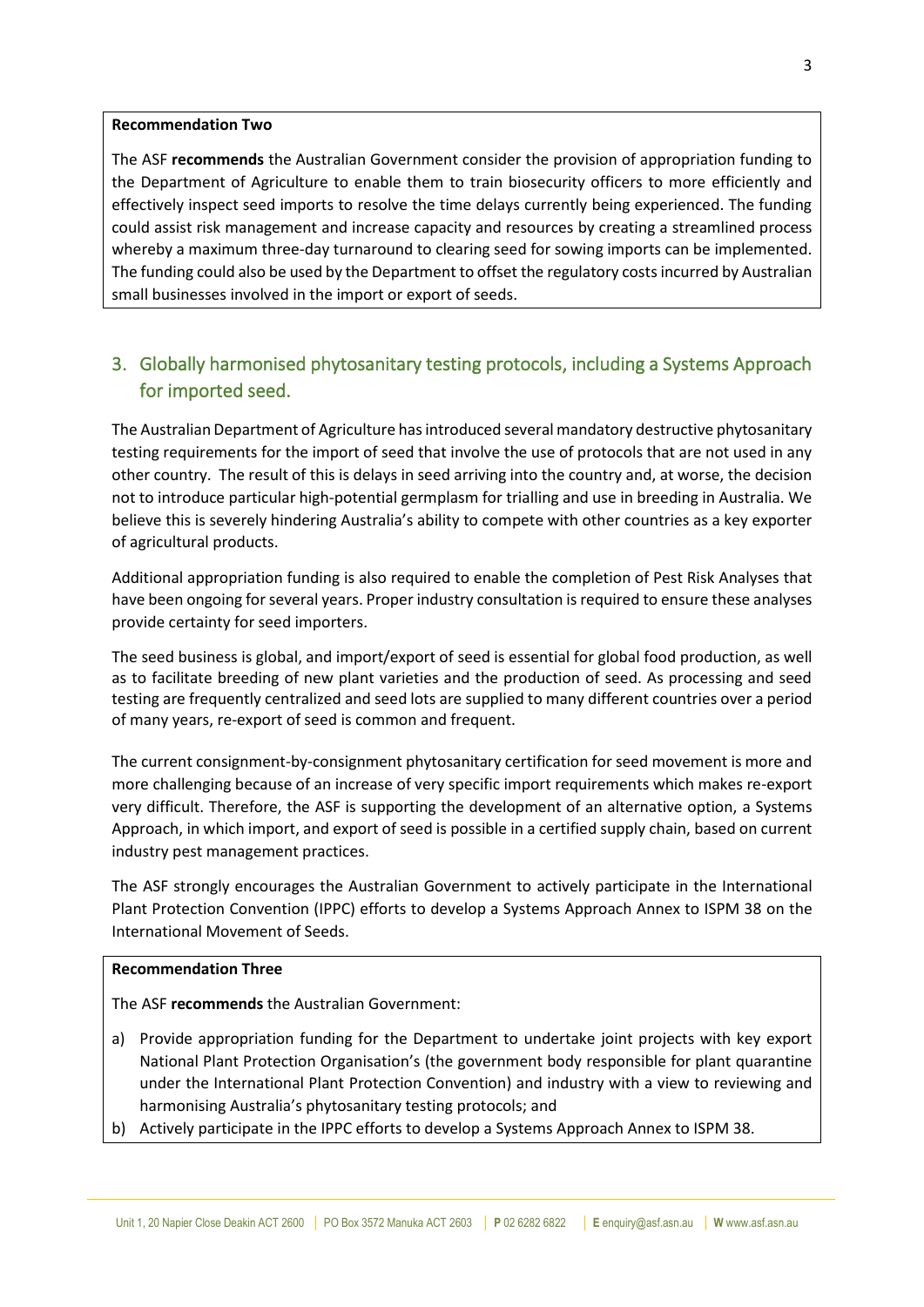**Recommendation Two**

The ASF **recommends** the Australian Government consider the provision of appropriation funding to the Department of Agriculture to enable them to train biosecurity officers to more efficiently and effectively inspect seed imports to resolve the time delays currently being experienced. The funding could assist risk management and increase capacity and resources by creating a streamlined process whereby a maximum three-day turnaround to clearing seed for sowing imports can be implemented. The funding could also be used by the Department to offset the regulatory costs incurred by Australian small businesses involved in the import or export of seeds.

## 3. Globally harmonised phytosanitary testing protocols, including a Systems Approach for imported seed.

The Australian Department of Agriculture has introduced several mandatory destructive phytosanitary testing requirements for the import of seed that involve the use of protocols that are not used in any other country. The result of this is delays in seed arriving into the country and, at worse, the decision not to introduce particular high-potential germplasm for trialling and use in breeding in Australia. We believe this is severely hindering Australia's ability to compete with other countries as a key exporter of agricultural products.

Additional appropriation funding is also required to enable the completion of Pest Risk Analyses that have been ongoing for several years. Proper industry consultation is required to ensure these analyses provide certainty for seed importers.

The seed business is global, and import/export of seed is essential for global food production, as well as to facilitate breeding of new plant varieties and the production of seed. As processing and seed testing are frequently centralized and seed lots are supplied to many different countries over a period of many years, re-export of seed is common and frequent.

The current consignment-by-consignment phytosanitary certification for seed movement is more and more challenging because of an increase of very specific import requirements which makes re-export very difficult. Therefore, the ASF is supporting the development of an alternative option, a Systems Approach, in which import, and export of seed is possible in a certified supply chain, based on current industry pest management practices.

The ASF strongly encourages the Australian Government to actively participate in the International Plant Protection Convention (IPPC) efforts to develop a Systems Approach Annex to ISPM 38 on the International Movement of Seeds.

**Recommendation Three**

The ASF **recommends** the Australian Government:

a) Provide appropriation funding for the Department to undertake joint projects with key export National Plant Protection Organisation's (the government body responsible for plant quarantine under the International Plant Protection Convention) and industry with a view to reviewing and harmonising Australia's phytosanitary testing protocols; and
b) Actively participate in the IPPC efforts to develop a Systems Approach Annex to ISPM 38.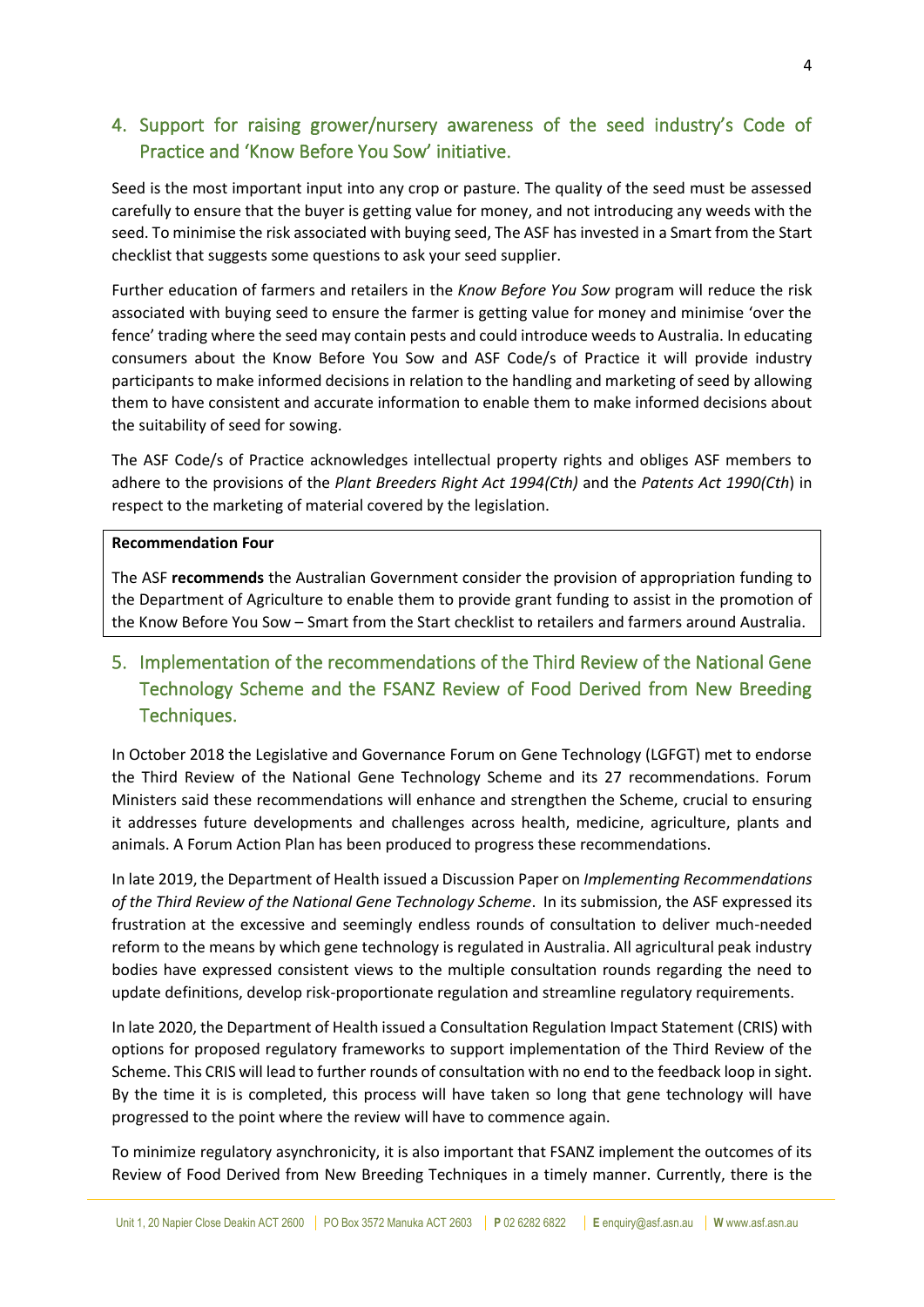## 4. Support for raising grower/nursery awareness of the seed industry's Code of Practice and 'Know Before You Sow' initiative.

Seed is the most important input into any crop or pasture. The quality of the seed must be assessed carefully to ensure that the buyer is getting value for money, and not introducing any weeds with the seed. To minimise the risk associated with buying seed, The ASF has invested in a Smart from the Start checklist that suggests some questions to ask your seed supplier.

Further education of farmers and retailers in the *Know Before You Sow* program will reduce the risk associated with buying seed to ensure the farmer is getting value for money and minimise 'over the fence' trading where the seed may contain pests and could introduce weeds to Australia. In educating consumers about the Know Before You Sow and ASF Code/s of Practice it will provide industry participants to make informed decisions in relation to the handling and marketing of seed by allowing them to have consistent and accurate information to enable them to make informed decisions about the suitability of seed for sowing.

The ASF Code/s of Practice acknowledges intellectual property rights and obliges ASF members to adhere to the provisions of the *Plant Breeders Right Act 1994(Cth)* and the *Patents Act 1990(Cth*) in respect to the marketing of material covered by the legislation.

**Recommendation Four**

The ASF **recommends** the Australian Government consider the provision of appropriation funding to the Department of Agriculture to enable them to provide grant funding to assist in the promotion of the Know Before You Sow – Smart from the Start checklist to retailers and farmers around Australia.

## 5. Implementation of the recommendations of the Third Review of the National Gene Technology Scheme and the FSANZ Review of Food Derived from New Breeding Techniques.

In October 2018 the Legislative and Governance Forum on Gene Technology (LGFGT) met to endorse the Third Review of the National Gene Technology Scheme and its 27 recommendations. Forum Ministers said these recommendations will enhance and strengthen the Scheme, crucial to ensuring it addresses future developments and challenges across health, medicine, agriculture, plants and animals. A Forum Action Plan has been produced to progress these recommendations.

In late 2019, the Department of Health issued a Discussion Paper on *Implementing Recommendations of the Third Review of the National Gene Technology Scheme*. In its submission, the ASF expressed its frustration at the excessive and seemingly endless rounds of consultation to deliver much-needed reform to the means by which gene technology is regulated in Australia. All agricultural peak industry bodies have expressed consistent views to the multiple consultation rounds regarding the need to update definitions, develop risk-proportionate regulation and streamline regulatory requirements.

In late 2020, the Department of Health issued a Consultation Regulation Impact Statement (CRIS) with options for proposed regulatory frameworks to support implementation of the Third Review of the Scheme. This CRIS will lead to further rounds of consultation with no end to the feedback loop in sight. By the time it is is completed, this process will have taken so long that gene technology will have progressed to the point where the review will have to commence again.

To minimize regulatory asynchronicity, it is also important that FSANZ implement the outcomes of its Review of Food Derived from New Breeding Techniques in a timely manner. Currently, there is the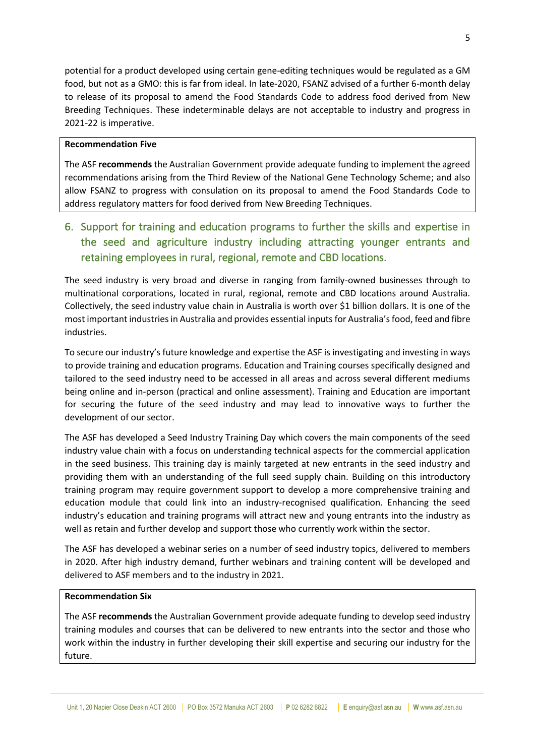potential for a product developed using certain gene-editing techniques would be regulated as a GM food, but not as a GMO: this is far from ideal. In late-2020, FSANZ advised of a further 6-month delay to release of its proposal to amend the Food Standards Code to address food derived from New Breeding Techniques. These indeterminable delays are not acceptable to industry and progress in 2021-22 is imperative.

**Recommendation Five**

The ASF **recommends** the Australian Government provide adequate funding to implement the agreed recommendations arising from the Third Review of the National Gene Technology Scheme; and also allow FSANZ to progress with consulation on its proposal to amend the Food Standards Code to address regulatory matters for food derived from New Breeding Techniques.

## 6. Support for training and education programs to further the skills and expertise in the seed and agriculture industry including attracting younger entrants and retaining employees in rural, regional, remote and CBD locations.

The seed industry is very broad and diverse in ranging from family-owned businesses through to multinational corporations, located in rural, regional, remote and CBD locations around Australia. Collectively, the seed industry value chain in Australia is worth over $1 billion dollars. It is one of the most important industries in Australia and provides essential inputs for Australia's food, feed and fibre industries.

To secure our industry's future knowledge and expertise the ASF is investigating and investing in ways to provide training and education programs. Education and Training courses specifically designed and tailored to the seed industry need to be accessed in all areas and across several different mediums being online and in-person (practical and online assessment). Training and Education are important for securing the future of the seed industry and may lead to innovative ways to further the development of our sector.

The ASF has developed a Seed Industry Training Day which covers the main components of the seed industry value chain with a focus on understanding technical aspects for the commercial application in the seed business. This training day is mainly targeted at new entrants in the seed industry and providing them with an understanding of the full seed supply chain. Building on this introductory training program may require government support to develop a more comprehensive training and education module that could link into an industry-recognised qualification. Enhancing the seed industry's education and training programs will attract new and young entrants into the industry as well as retain and further develop and support those who currently work within the sector.

The ASF has developed a webinar series on a number of seed industry topics, delivered to members in 2020. After high industry demand, further webinars and training content will be developed and delivered to ASF members and to the industry in 2021.

**Recommendation Six**

The ASF **recommends** the Australian Government provide adequate funding to develop seed industry training modules and courses that can be delivered to new entrants into the sector and those who work within the industry in further developing their skill expertise and securing our industry for the future.